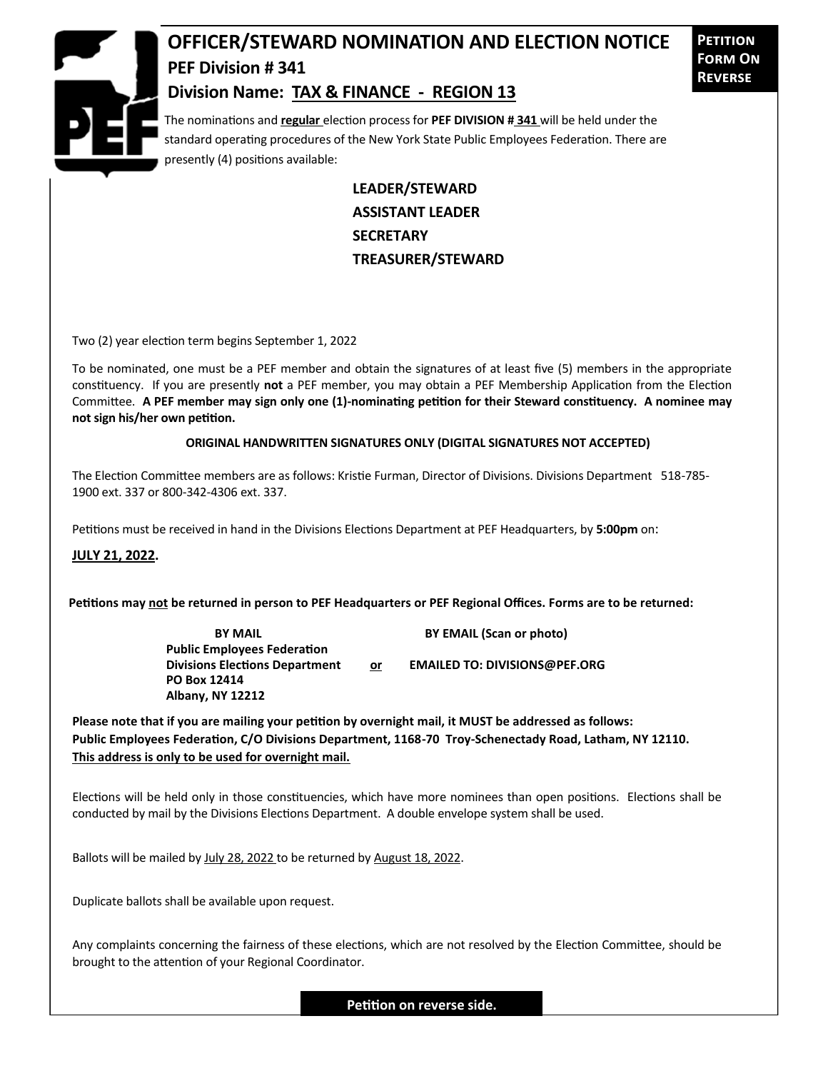# OFFICER/STEWARD NOMINATION AND ELECTION NOTICE

**PETITION FORM ON REVERSE**

## PEF Division # 341

## Division Name: TAX & FINANCE - REGION 13

The nominations and **regular** election process for **PEF DIVISION # 341** will be held under the standard operating procedures of the New York State Public Employees Federation. There are presently (4) positions available:

**LEADER/STEWARD**
**ASSISTANT LEADER**
**SECRETARY**
**TREASURER/STEWARD**

Two (2) year election term begins September 1, 2022

To be nominated, one must be a PEF member and obtain the signatures of at least five (5) members in the appropriate constituency. If you are presently **not** a PEF member, you may obtain a PEF Membership Application from the Election Committee. **A PEF member may sign only one (1)-nominating petition for their Steward constituency. A nominee may not sign his/her own petition.**

**ORIGINAL HANDWRITTEN SIGNATURES ONLY (DIGITAL SIGNATURES NOT ACCEPTED)**

The Election Committee members are as follows: Kristie Furman, Director of Divisions. Divisions Department 518-785-1900 ext. 337 or 800-342-4306 ext. 337.

Petitions must be received in hand in the Divisions Elections Department at PEF Headquarters, by **5:00pm** on:

**JULY 21, 2022.**

**Petitions may not be returned in person to PEF Headquarters or PEF Regional Offices. Forms are to be returned:**

| **BY MAIL** | | **BY EMAIL (Scan or photo)** |
|---|---|---|
| **Public Employees Federation** **Divisions Elections Department** **PO Box 12414** **Albany, NY 12212** | **or** | **EMAILED TO: DIVISIONS@PEF.ORG** |

**Please note that if you are mailing your petition by overnight mail, it MUST be addressed as follows: Public Employees Federation, C/O Divisions Department, 1168-70 Troy-Schenectady Road, Latham, NY 12110. This address is only to be used for overnight mail.**

Elections will be held only in those constituencies, which have more nominees than open positions. Elections shall be conducted by mail by the Divisions Elections Department. A double envelope system shall be used.

Ballots will be mailed by July 28, 2022 to be returned by August 18, 2022.

Duplicate ballots shall be available upon request.

Any complaints concerning the fairness of these elections, which are not resolved by the Election Committee, should be brought to the attention of your Regional Coordinator.

**Petition on reverse side.**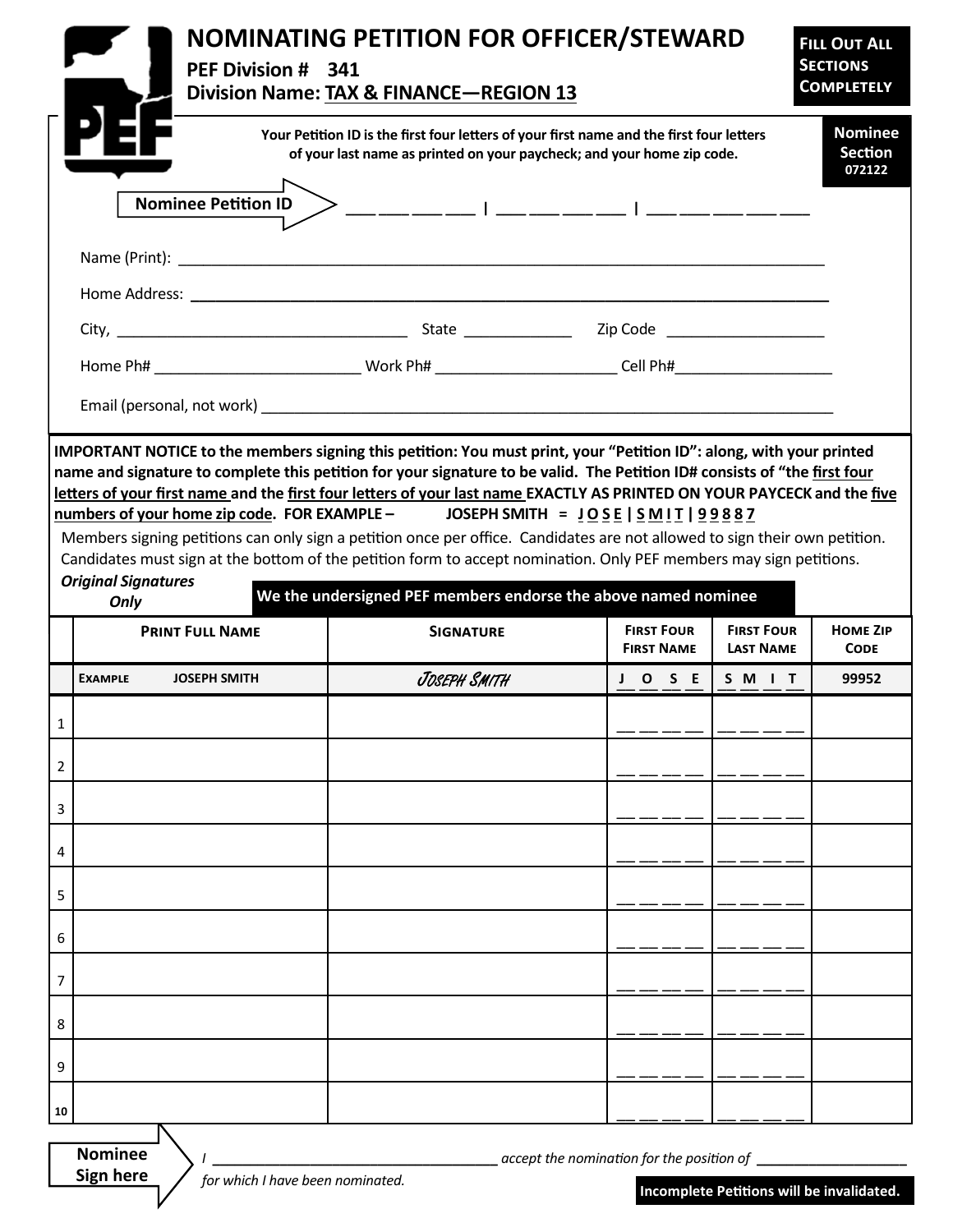# NOMINATING PETITION FOR OFFICER/STEWARD

**PEF Division # 341**
**Division Name: TAX & FINANCE—REGION 13**

**FILL OUT ALL SECTIONS COMPLETELY**

**Nominee Section 072122**

**Your Petition ID is the first four letters of your first name and the first four letters of your last name as printed on your paycheck; and your home zip code.**

**Nominee Petition ID** ___ ___ ___ ___ | ___ ___ ___ ___ | ___ ___ ___ ___ ___

Name (Print): ______________________________________________

Home Address: ______________________________________________

City, ____________________ State ____________ Zip Code ____________

Home Ph# ________________ Work Ph# ________________ Cell Ph# ________________

Email (personal, not work) ______________________________________________

**IMPORTANT NOTICE to the members signing this petition: You must print, your "Petition ID": along, with your printed name and signature to complete this petition for your signature to be valid. The Petition ID# consists of "the first four letters of your first name and the first four letters of your last name EXACTLY AS PRINTED ON YOUR PAYCECK and the five numbers of your home zip code. FOR EXAMPLE – JOSEPH SMITH = J O S E | S M I T | 9 9 8 8 7**

Members signing petitions can only sign a petition once per office. Candidates are not allowed to sign their own petition. Candidates must sign at the bottom of the petition form to accept nomination. Only PEF members may sign petitions.

***Original Signatures Only***

**We the undersigned PEF members endorse the above named nominee**

| | PRINT FULL NAME | SIGNATURE | FIRST FOUR FIRST NAME | FIRST FOUR LAST NAME | HOME ZIP CODE |
|---|---|---|---|---|---|
| | EXAMPLE JOSEPH SMITH | *Joseph Smith* | J O S E | S M I T | 99952 |
| 1 | | | __ __ __ __ | __ __ __ __ | |
| 2 | | | __ __ __ __ | __ __ __ __ | |
| 3 | | | __ __ __ __ | __ __ __ __ | |
| 4 | | | __ __ __ __ | __ __ __ __ | |
| 5 | | | __ __ __ __ | __ __ __ __ | |
| 6 | | | __ __ __ __ | __ __ __ __ | |
| 7 | | | __ __ __ __ | __ __ __ __ | |
| 8 | | | __ __ __ __ | __ __ __ __ | |
| 9 | | | __ __ __ __ | __ __ __ __ | |
| 10 | | | __ __ __ __ | __ __ __ __ | |

**Nominee Sign here**

*I ______________________ accept the nomination for the position of ______________ for which I have been nominated.*

**Incomplete Petitions will be invalidated.**